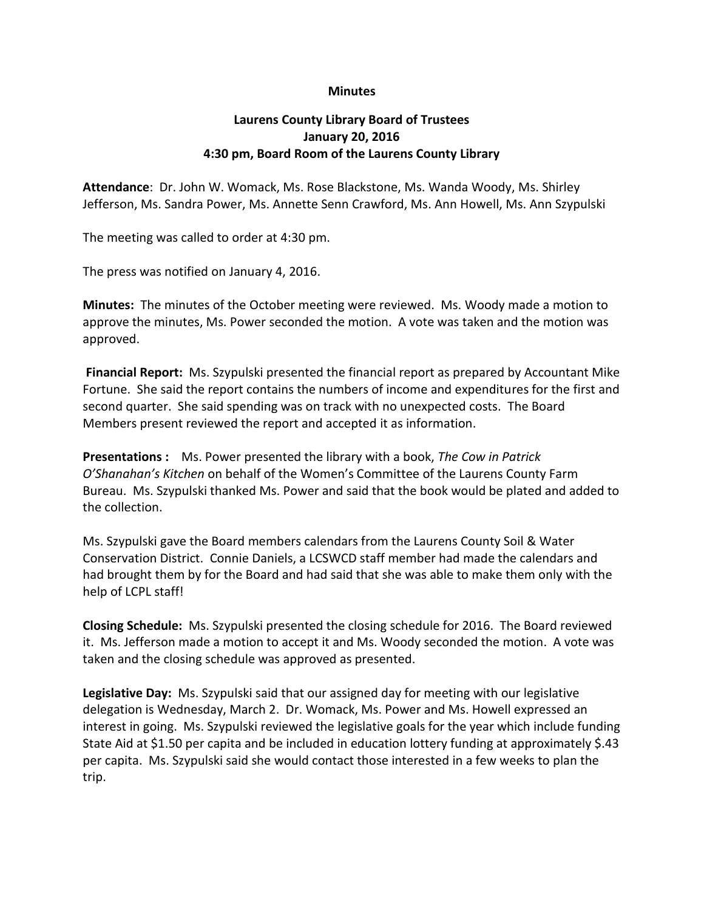**Minutes**

**Laurens County Library Board of Trustees**
**January 20, 2016**
**4:30 pm, Board Room of the Laurens County Library**

**Attendance**: Dr. John W. Womack, Ms. Rose Blackstone, Ms. Wanda Woody, Ms. Shirley Jefferson, Ms. Sandra Power, Ms. Annette Senn Crawford, Ms. Ann Howell, Ms. Ann Szypulski

The meeting was called to order at 4:30 pm.

The press was notified on January 4, 2016.

**Minutes:** The minutes of the October meeting were reviewed. Ms. Woody made a motion to approve the minutes, Ms. Power seconded the motion. A vote was taken and the motion was approved.

**Financial Report:** Ms. Szypulski presented the financial report as prepared by Accountant Mike Fortune. She said the report contains the numbers of income and expenditures for the first and second quarter. She said spending was on track with no unexpected costs. The Board Members present reviewed the report and accepted it as information.

**Presentations :** Ms. Power presented the library with a book, *The Cow in Patrick O'Shanahan's Kitchen* on behalf of the Women's Committee of the Laurens County Farm Bureau. Ms. Szypulski thanked Ms. Power and said that the book would be plated and added to the collection.

Ms. Szypulski gave the Board members calendars from the Laurens County Soil & Water Conservation District. Connie Daniels, a LCSWCD staff member had made the calendars and had brought them by for the Board and had said that she was able to make them only with the help of LCPL staff!

**Closing Schedule:** Ms. Szypulski presented the closing schedule for 2016. The Board reviewed it. Ms. Jefferson made a motion to accept it and Ms. Woody seconded the motion. A vote was taken and the closing schedule was approved as presented.

**Legislative Day:** Ms. Szypulski said that our assigned day for meeting with our legislative delegation is Wednesday, March 2. Dr. Womack, Ms. Power and Ms. Howell expressed an interest in going. Ms. Szypulski reviewed the legislative goals for the year which include funding State Aid at $1.50 per capita and be included in education lottery funding at approximately $.43 per capita. Ms. Szypulski said she would contact those interested in a few weeks to plan the trip.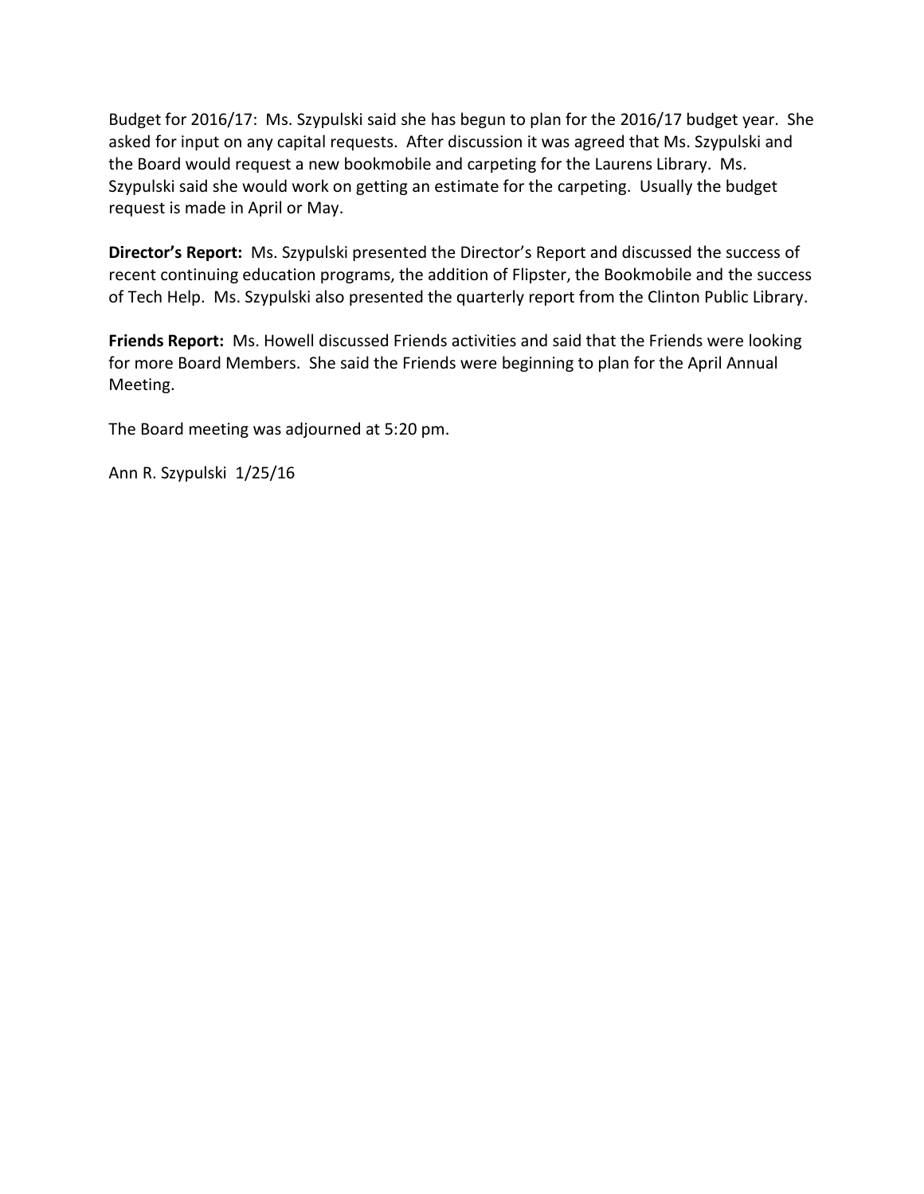Budget for 2016/17: Ms. Szypulski said she has begun to plan for the 2016/17 budget year. She asked for input on any capital requests. After discussion it was agreed that Ms. Szypulski and the Board would request a new bookmobile and carpeting for the Laurens Library. Ms. Szypulski said she would work on getting an estimate for the carpeting. Usually the budget request is made in April or May.

**Director's Report:** Ms. Szypulski presented the Director's Report and discussed the success of recent continuing education programs, the addition of Flipster, the Bookmobile and the success of Tech Help. Ms. Szypulski also presented the quarterly report from the Clinton Public Library.

**Friends Report:** Ms. Howell discussed Friends activities and said that the Friends were looking for more Board Members. She said the Friends were beginning to plan for the April Annual Meeting.

The Board meeting was adjourned at 5:20 pm.

Ann R. Szypulski 1/25/16